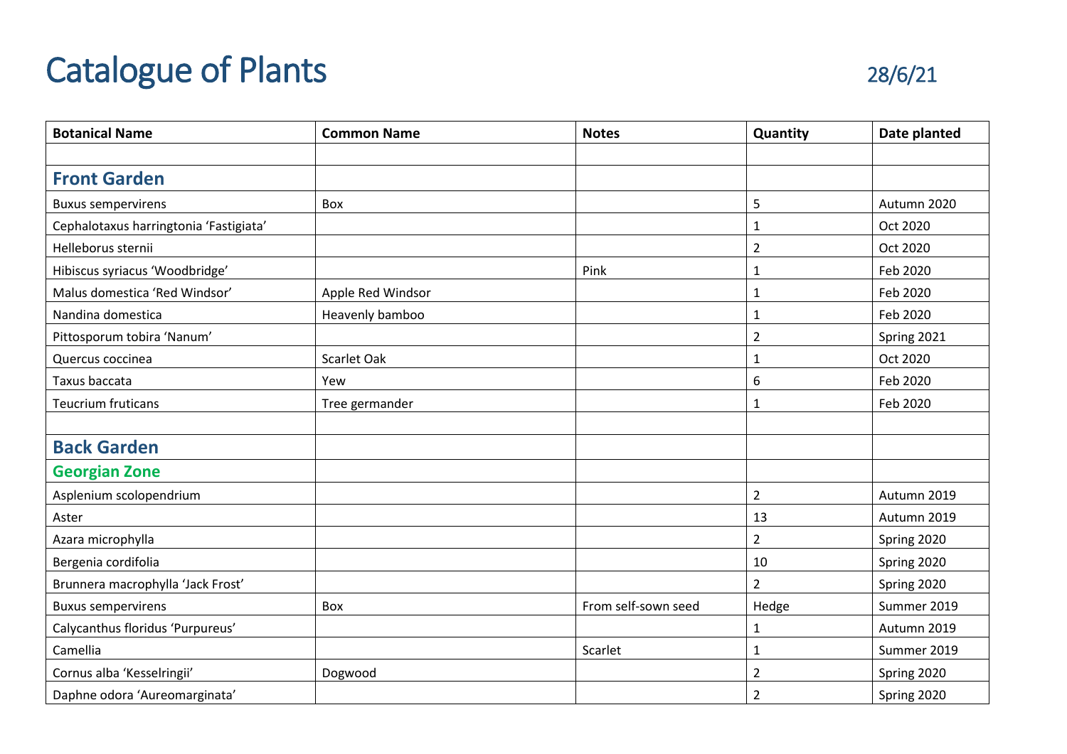# Catalogue of Plants

28/6/21

| Botanical Name | Common Name | Notes | Quantity | Date planted |
|---|---|---|---|---|
| | | | | |
| **Front Garden** | | | | |
| Buxus sempervirens | Box | | 5 | Autumn 2020 |
| Cephalotaxus harringtonia ‘Fastigiata’ | | | 1 | Oct 2020 |
| Helleborus sternii | | | 2 | Oct 2020 |
| Hibiscus syriacus ‘Woodbridge’ | | Pink | 1 | Feb 2020 |
| Malus domestica ‘Red Windsor’ | Apple Red Windsor | | 1 | Feb 2020 |
| Nandina domestica | Heavenly bamboo | | 1 | Feb 2020 |
| Pittosporum tobira ‘Nanum’ | | | 2 | Spring 2021 |
| Quercus coccinea | Scarlet Oak | | 1 | Oct 2020 |
| Taxus baccata | Yew | | 6 | Feb 2020 |
| Teucrium fruticans | Tree germander | | 1 | Feb 2020 |
| | | | | |
| **Back Garden** | | | | |
| **Georgian Zone** | | | | |
| Asplenium scolopendrium | | | 2 | Autumn 2019 |
| Aster | | | 13 | Autumn 2019 |
| Azara microphylla | | | 2 | Spring 2020 |
| Bergenia cordifolia | | | 10 | Spring 2020 |
| Brunnera macrophylla ‘Jack Frost’ | | | 2 | Spring 2020 |
| Buxus sempervirens | Box | From self-sown seed | Hedge | Summer 2019 |
| Calycanthus floridus ‘Purpureus’ | | | 1 | Autumn 2019 |
| Camellia | | Scarlet | 1 | Summer 2019 |
| Cornus alba ‘Kesselringii’ | Dogwood | | 2 | Spring 2020 |
| Daphne odora ‘Aureomarginata’ | | | 2 | Spring 2020 |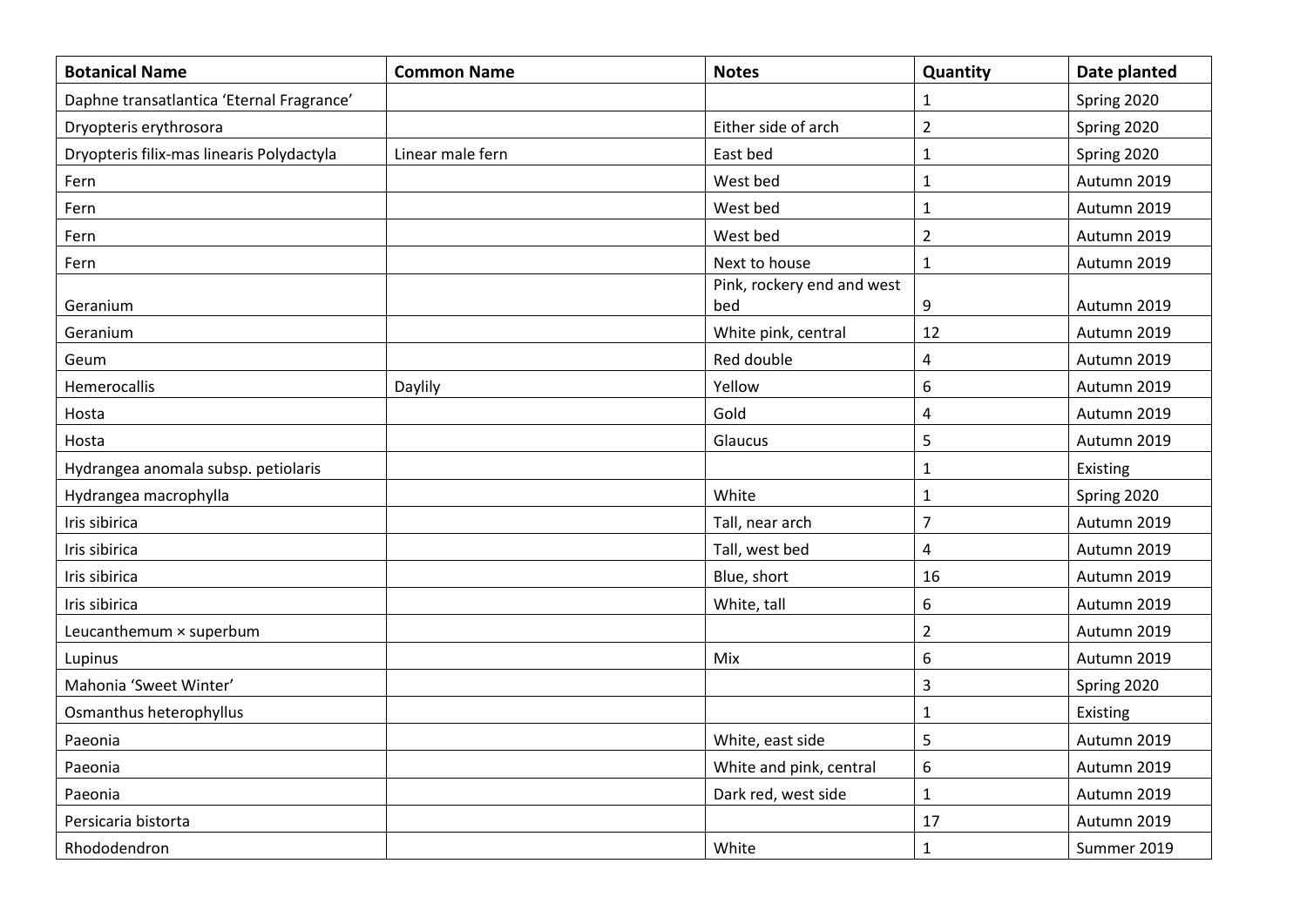| Botanical Name | Common Name | Notes | Quantity | Date planted |
|---|---|---|---|---|
| Daphne transatlantica ‘Eternal Fragrance’ | | | 1 | Spring 2020 |
| Dryopteris erythrosora | | Either side of arch | 2 | Spring 2020 |
| Dryopteris filix-mas linearis Polydactyla | Linear male fern | East bed | 1 | Spring 2020 |
| Fern | | West bed | 1 | Autumn 2019 |
| Fern | | West bed | 1 | Autumn 2019 |
| Fern | | West bed | 2 | Autumn 2019 |
| Fern | | Next to house | 1 | Autumn 2019 |
| Geranium | | Pink, rockery end and west bed | 9 | Autumn 2019 |
| Geranium | | White pink, central | 12 | Autumn 2019 |
| Geum | | Red double | 4 | Autumn 2019 |
| Hemerocallis | Daylily | Yellow | 6 | Autumn 2019 |
| Hosta | | Gold | 4 | Autumn 2019 |
| Hosta | | Glaucus | 5 | Autumn 2019 |
| Hydrangea anomala subsp. petiolaris | | | 1 | Existing |
| Hydrangea macrophylla | | White | 1 | Spring 2020 |
| Iris sibirica | | Tall, near arch | 7 | Autumn 2019 |
| Iris sibirica | | Tall, west bed | 4 | Autumn 2019 |
| Iris sibirica | | Blue, short | 16 | Autumn 2019 |
| Iris sibirica | | White, tall | 6 | Autumn 2019 |
| Leucanthemum × superbum | | | 2 | Autumn 2019 |
| Lupinus | | Mix | 6 | Autumn 2019 |
| Mahonia ‘Sweet Winter’ | | | 3 | Spring 2020 |
| Osmanthus heterophyllus | | | 1 | Existing |
| Paeonia | | White, east side | 5 | Autumn 2019 |
| Paeonia | | White and pink, central | 6 | Autumn 2019 |
| Paeonia | | Dark red, west side | 1 | Autumn 2019 |
| Persicaria bistorta | | | 17 | Autumn 2019 |
| Rhododendron | | White | 1 | Summer 2019 |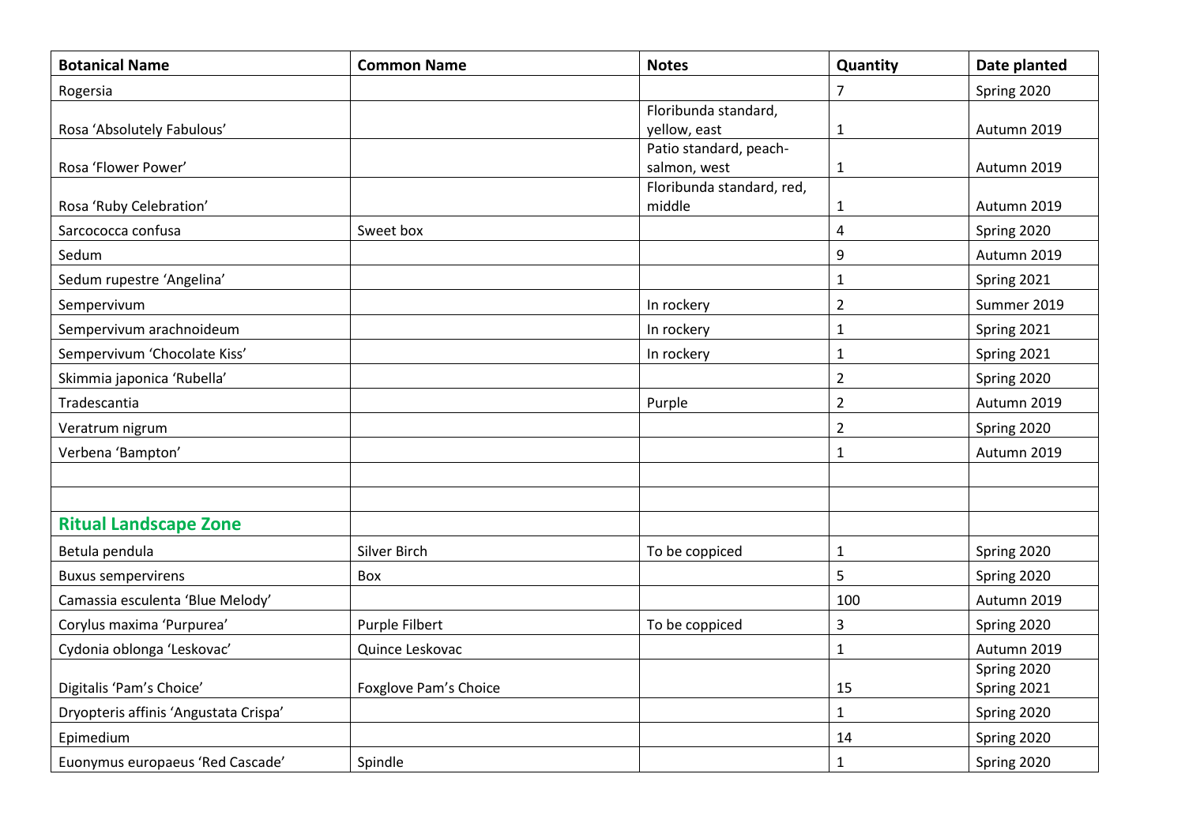| Botanical Name | Common Name | Notes | Quantity | Date planted |
|---|---|---|---|---|
| Rogersia | | | 7 | Spring 2020 |
| Rosa 'Absolutely Fabulous' | | Floribunda standard, yellow, east | 1 | Autumn 2019 |
| Rosa 'Flower Power' | | Patio standard, peach-salmon, west | 1 | Autumn 2019 |
| Rosa 'Ruby Celebration' | | Floribunda standard, red, middle | 1 | Autumn 2019 |
| Sarcococca confusa | Sweet box | | 4 | Spring 2020 |
| Sedum | | | 9 | Autumn 2019 |
| Sedum rupestre 'Angelina' | | | 1 | Spring 2021 |
| Sempervivum | | In rockery | 2 | Summer 2019 |
| Sempervivum arachnoideum | | In rockery | 1 | Spring 2021 |
| Sempervivum 'Chocolate Kiss' | | In rockery | 1 | Spring 2021 |
| Skimmia japonica 'Rubella' | | | 2 | Spring 2020 |
| Tradescantia | | Purple | 2 | Autumn 2019 |
| Veratrum nigrum | | | 2 | Spring 2020 |
| Verbena 'Bampton' | | | 1 | Autumn 2019 |
| | | | | |
| | | | | |
| **Ritual Landscape Zone** | | | | |
| Betula pendula | Silver Birch | To be coppiced | 1 | Spring 2020 |
| Buxus sempervirens | Box | | 5 | Spring 2020 |
| Camassia esculenta 'Blue Melody' | | | 100 | Autumn 2019 |
| Corylus maxima 'Purpurea' | Purple Filbert | To be coppiced | 3 | Spring 2020 |
| Cydonia oblonga 'Leskovac' | Quince Leskovac | | 1 | Autumn 2019 |
| Digitalis 'Pam's Choice' | Foxglove Pam's Choice | | 15 | Spring 2020 Spring 2021 |
| Dryopteris affinis 'Angustata Crispa' | | | 1 | Spring 2020 |
| Epimedium | | | 14 | Spring 2020 |
| Euonymus europaeus 'Red Cascade' | Spindle | | 1 | Spring 2020 |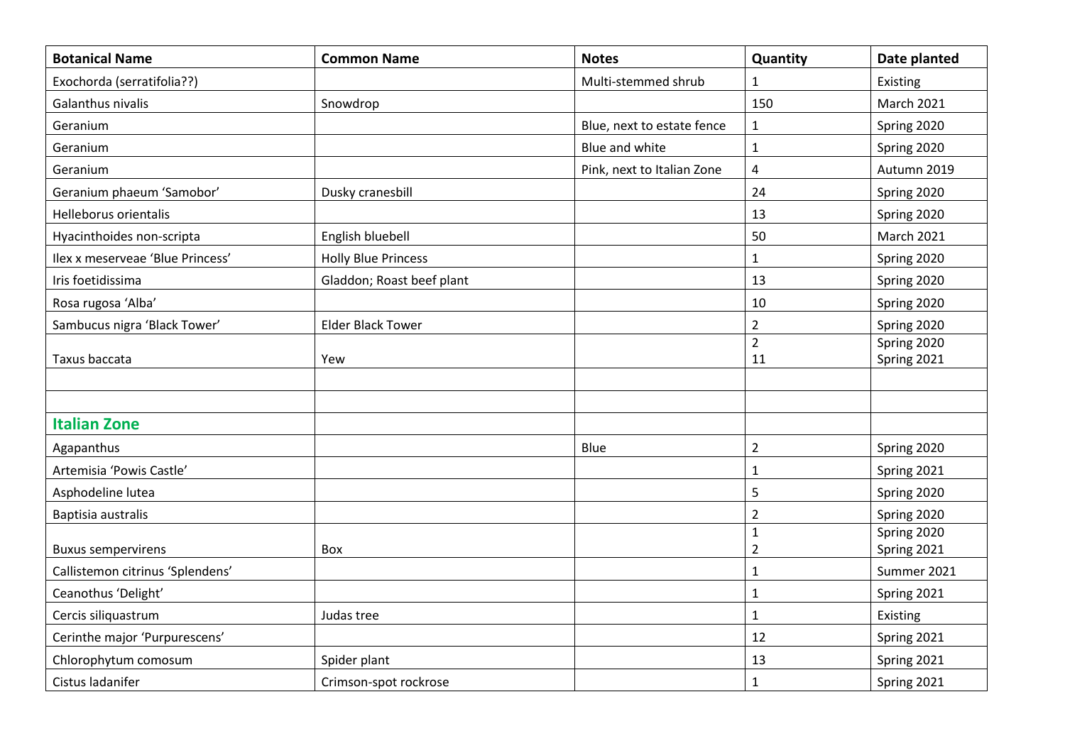| Botanical Name | Common Name | Notes | Quantity | Date planted |
|---|---|---|---|---|
| Exochorda (serratifolia??) | | Multi-stemmed shrub | 1 | Existing |
| Galanthus nivalis | Snowdrop | | 150 | March 2021 |
| Geranium | | Blue, next to estate fence | 1 | Spring 2020 |
| Geranium | | Blue and white | 1 | Spring 2020 |
| Geranium | | Pink, next to Italian Zone | 4 | Autumn 2019 |
| Geranium phaeum 'Samobor' | Dusky cranesbill | | 24 | Spring 2020 |
| Helleborus orientalis | | | 13 | Spring 2020 |
| Hyacinthoides non-scripta | English bluebell | | 50 | March 2021 |
| Ilex x meserveae 'Blue Princess' | Holly Blue Princess | | 1 | Spring 2020 |
| Iris foetidissima | Gladdon; Roast beef plant | | 13 | Spring 2020 |
| Rosa rugosa 'Alba' | | | 10 | Spring 2020 |
| Sambucus nigra 'Black Tower' | Elder Black Tower | | 2 | Spring 2020 |
| Taxus baccata | Yew | | 2<br>11 | Spring 2020<br>Spring 2021 |
| | | | | |
| | | | | |
| **Italian Zone** | | | | |
| Agapanthus | | Blue | 2 | Spring 2020 |
| Artemisia 'Powis Castle' | | | 1 | Spring 2021 |
| Asphodeline lutea | | | 5 | Spring 2020 |
| Baptisia australis | | | 2 | Spring 2020 |
| Buxus sempervirens | Box | | 1<br>2 | Spring 2020<br>Spring 2021 |
| Callistemon citrinus 'Splendens' | | | 1 | Summer 2021 |
| Ceanothus 'Delight' | | | 1 | Spring 2021 |
| Cercis siliquastrum | Judas tree | | 1 | Existing |
| Cerinthe major 'Purpurescens' | | | 12 | Spring 2021 |
| Chlorophytum comosum | Spider plant | | 13 | Spring 2021 |
| Cistus ladanifer | Crimson-spot rockrose | | 1 | Spring 2021 |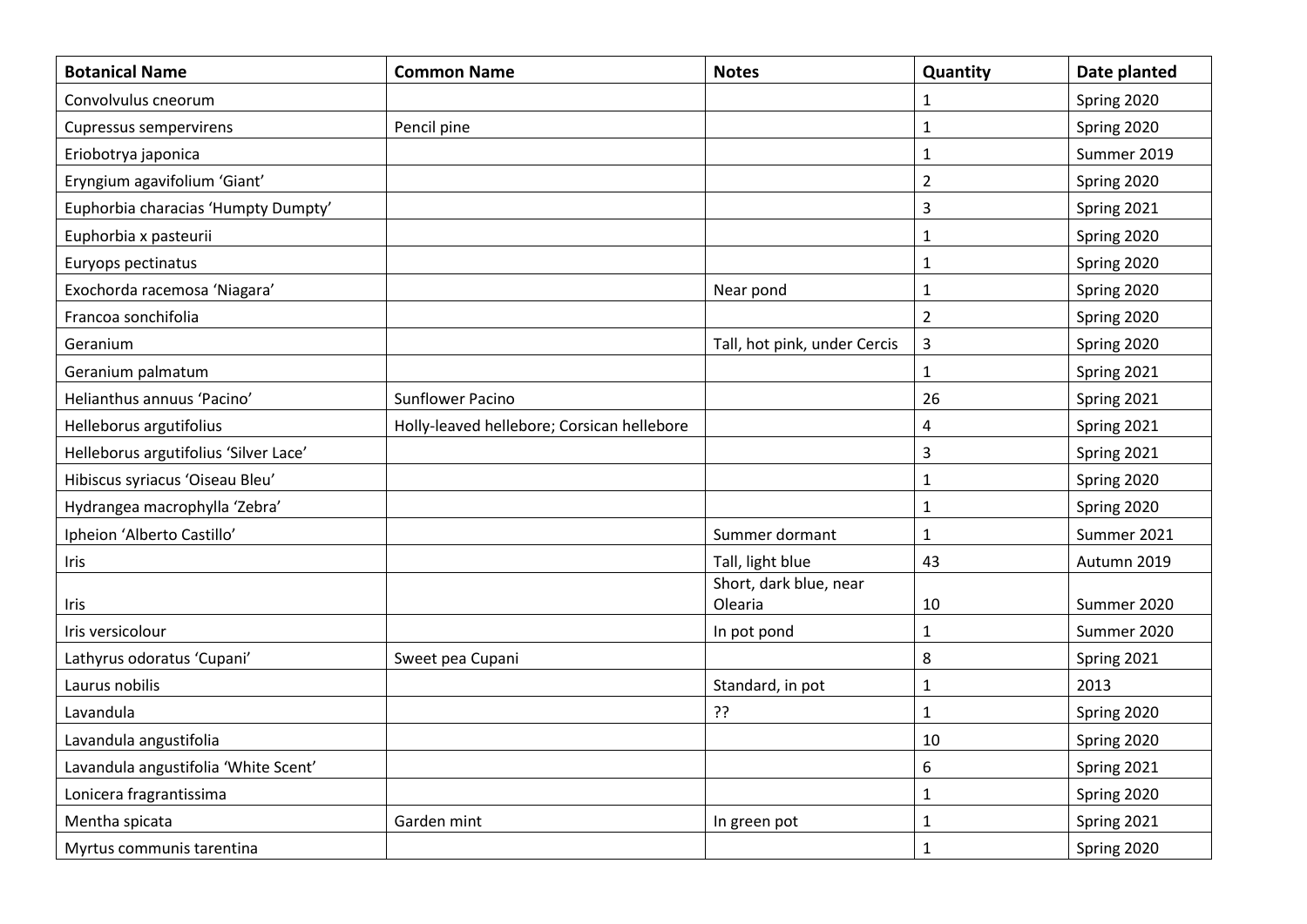| Botanical Name | Common Name | Notes | Quantity | Date planted |
| --- | --- | --- | --- | --- |
| Convolvulus cneorum | | | 1 | Spring 2020 |
| Cupressus sempervirens | Pencil pine | | 1 | Spring 2020 |
| Eriobotrya japonica | | | 1 | Summer 2019 |
| Eryngium agavifolium ‘Giant’ | | | 2 | Spring 2020 |
| Euphorbia characias ‘Humpty Dumpty’ | | | 3 | Spring 2021 |
| Euphorbia x pasteurii | | | 1 | Spring 2020 |
| Euryops pectinatus | | | 1 | Spring 2020 |
| Exochorda racemosa ‘Niagara’ | | Near pond | 1 | Spring 2020 |
| Francoa sonchifolia | | | 2 | Spring 2020 |
| Geranium | | Tall, hot pink, under Cercis | 3 | Spring 2020 |
| Geranium palmatum | | | 1 | Spring 2021 |
| Helianthus annuus ‘Pacino’ | Sunflower Pacino | | 26 | Spring 2021 |
| Helleborus argutifolius | Holly-leaved hellebore; Corsican hellebore | | 4 | Spring 2021 |
| Helleborus argutifolius ‘Silver Lace’ | | | 3 | Spring 2021 |
| Hibiscus syriacus ‘Oiseau Bleu’ | | | 1 | Spring 2020 |
| Hydrangea macrophylla ‘Zebra’ | | | 1 | Spring 2020 |
| Ipheion ‘Alberto Castillo’ | | Summer dormant | 1 | Summer 2021 |
| Iris | | Tall, light blue | 43 | Autumn 2019 |
| Iris | | Short, dark blue, near Olearia | 10 | Summer 2020 |
| Iris versicolour | | In pot pond | 1 | Summer 2020 |
| Lathyrus odoratus ‘Cupani’ | Sweet pea Cupani | | 8 | Spring 2021 |
| Laurus nobilis | | Standard, in pot | 1 | 2013 |
| Lavandula | | ?? | 1 | Spring 2020 |
| Lavandula angustifolia | | | 10 | Spring 2020 |
| Lavandula angustifolia ‘White Scent’ | | | 6 | Spring 2021 |
| Lonicera fragrantissima | | | 1 | Spring 2020 |
| Mentha spicata | Garden mint | In green pot | 1 | Spring 2021 |
| Myrtus communis tarentina | | | 1 | Spring 2020 |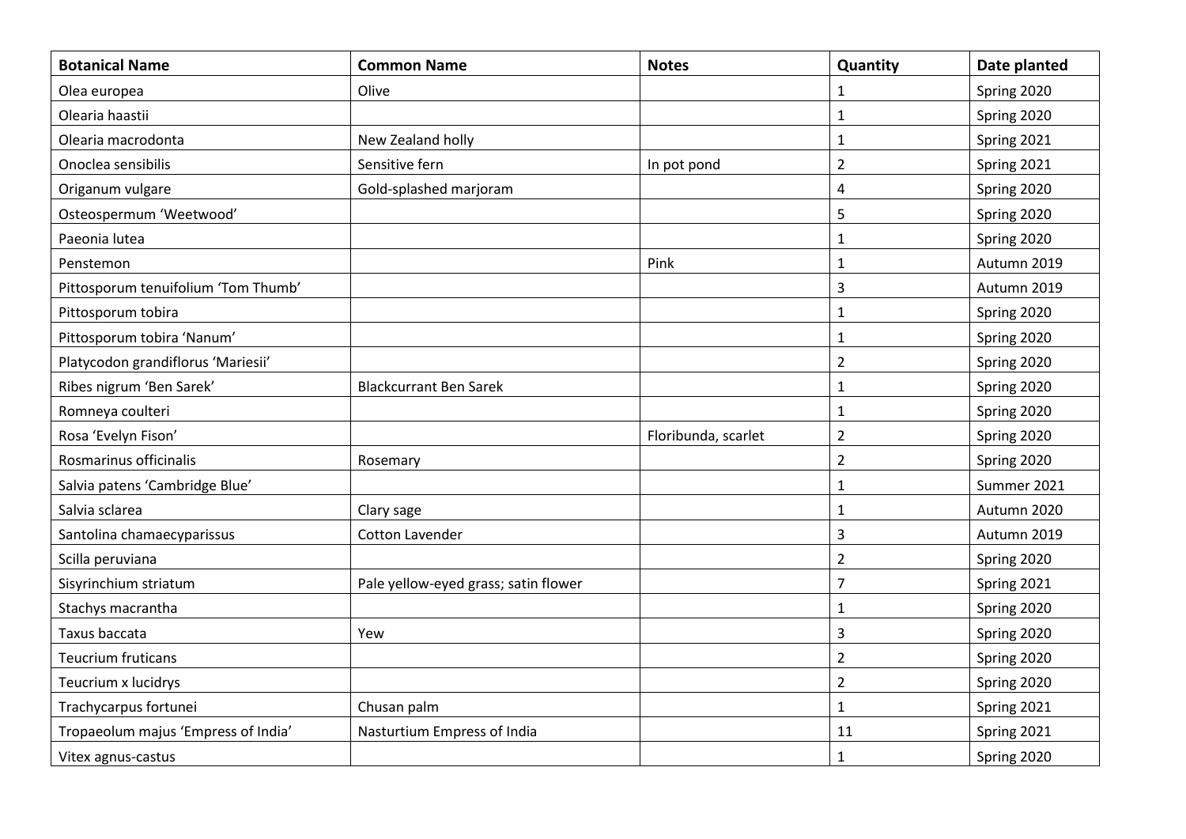| Botanical Name | Common Name | Notes | Quantity | Date planted |
|---|---|---|---|---|
| Olea europea | Olive | | 1 | Spring 2020 |
| Olearia haastii | | | 1 | Spring 2020 |
| Olearia macrodonta | New Zealand holly | | 1 | Spring 2021 |
| Onoclea sensibilis | Sensitive fern | In pot pond | 2 | Spring 2021 |
| Origanum vulgare | Gold-splashed marjoram | | 4 | Spring 2020 |
| Osteospermum 'Weetwood' | | | 5 | Spring 2020 |
| Paeonia lutea | | | 1 | Spring 2020 |
| Penstemon | | Pink | 1 | Autumn 2019 |
| Pittosporum tenuifolium 'Tom Thumb' | | | 3 | Autumn 2019 |
| Pittosporum tobira | | | 1 | Spring 2020 |
| Pittosporum tobira 'Nanum' | | | 1 | Spring 2020 |
| Platycodon grandiflorus 'Mariesii' | | | 2 | Spring 2020 |
| Ribes nigrum 'Ben Sarek' | Blackcurrant Ben Sarek | | 1 | Spring 2020 |
| Romneya coulteri | | | 1 | Spring 2020 |
| Rosa 'Evelyn Fison' | | Floribunda, scarlet | 2 | Spring 2020 |
| Rosmarinus officinalis | Rosemary | | 2 | Spring 2020 |
| Salvia patens 'Cambridge Blue' | | | 1 | Summer 2021 |
| Salvia sclarea | Clary sage | | 1 | Autumn 2020 |
| Santolina chamaecyparissus | Cotton Lavender | | 3 | Autumn 2019 |
| Scilla peruviana | | | 2 | Spring 2020 |
| Sisyrinchium striatum | Pale yellow-eyed grass; satin flower | | 7 | Spring 2021 |
| Stachys macrantha | | | 1 | Spring 2020 |
| Taxus baccata | Yew | | 3 | Spring 2020 |
| Teucrium fruticans | | | 2 | Spring 2020 |
| Teucrium x lucidrys | | | 2 | Spring 2020 |
| Trachycarpus fortunei | Chusan palm | | 1 | Spring 2021 |
| Tropaeolum majus 'Empress of India' | Nasturtium Empress of India | | 11 | Spring 2021 |
| Vitex agnus-castus | | | 1 | Spring 2020 |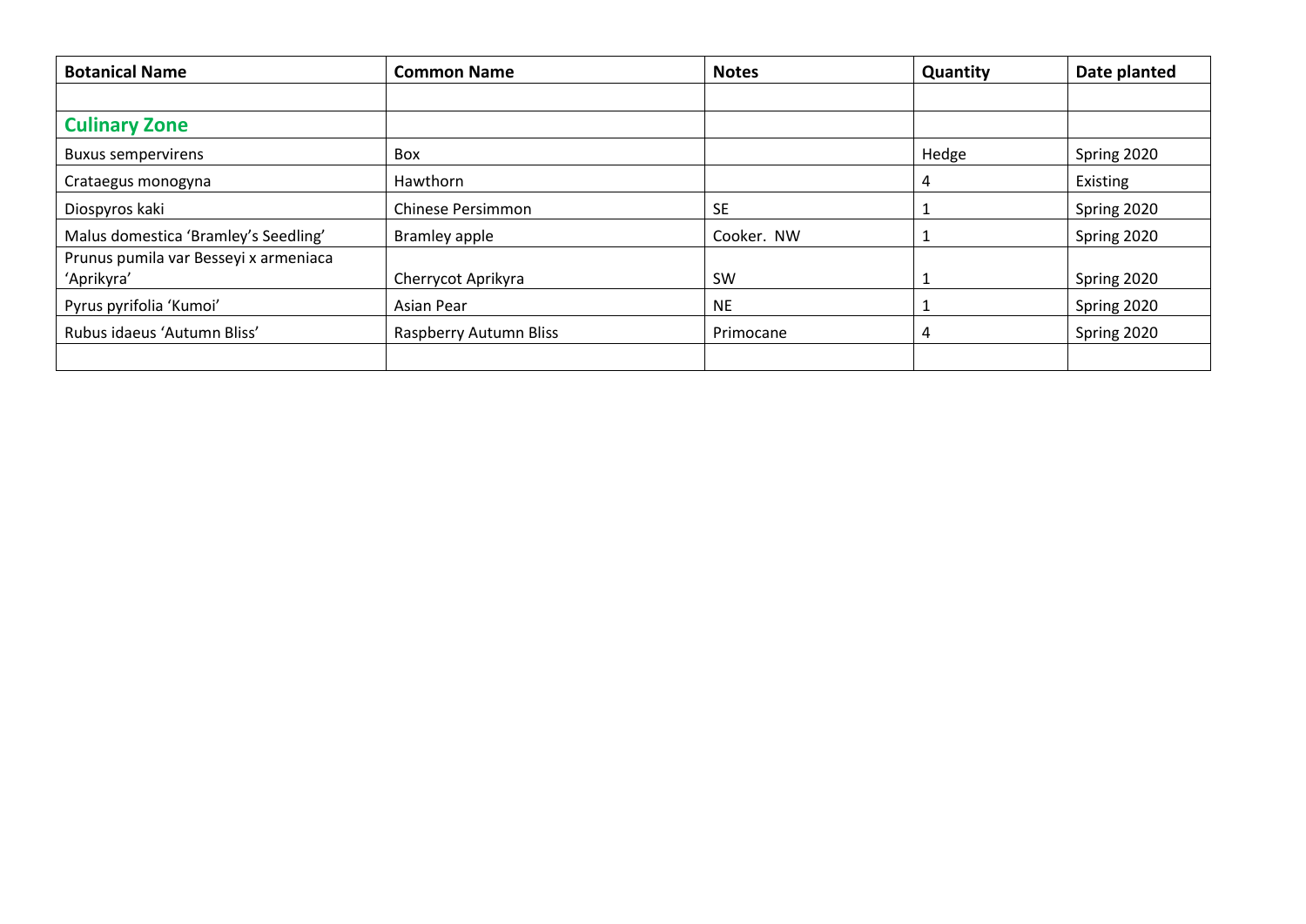| Botanical Name | Common Name | Notes | Quantity | Date planted |
|---|---|---|---|---|
| | | | | |
| **Culinary Zone** | | | | |
| Buxus sempervirens | Box | | Hedge | Spring 2020 |
| Crataegus monogyna | Hawthorn | | 4 | Existing |
| Diospyros kaki | Chinese Persimmon | SE | 1 | Spring 2020 |
| Malus domestica 'Bramley's Seedling' | Bramley apple | Cooker. NW | 1 | Spring 2020 |
| Prunus pumila var Besseyi x armeniaca 'Aprikyra' | Cherrycot Aprikyra | SW | 1 | Spring 2020 |
| Pyrus pyrifolia 'Kumoi' | Asian Pear | NE | 1 | Spring 2020 |
| Rubus idaeus 'Autumn Bliss' | Raspberry Autumn Bliss | Primocane | 4 | Spring 2020 |
| | | | | |